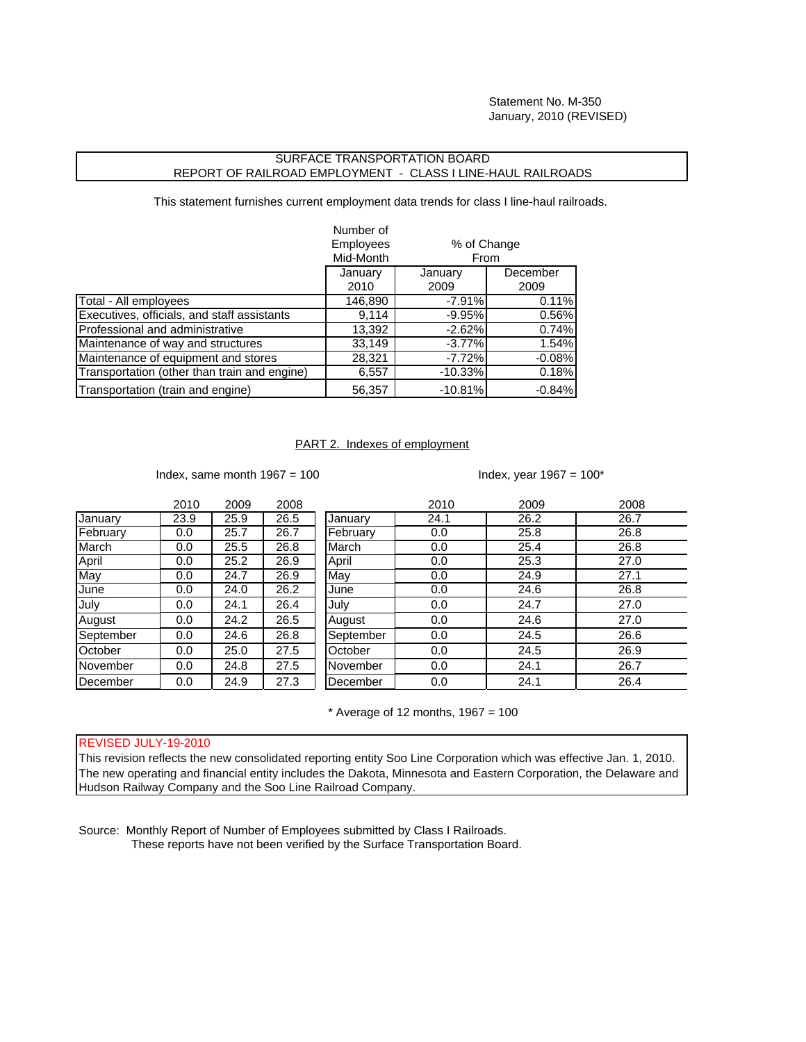Statement No. M-350
January, 2010 (REVISED)

## SURFACE TRANSPORTATION BOARD
## REPORT OF RAILROAD EMPLOYMENT - CLASS I LINE-HAUL RAILROADS

This statement furnishes current employment data trends for class I line-haul railroads.

| | Number of Employees Mid-Month | % of Change From | |
|---|---|---|---|
| | January 2010 | January 2009 | December 2009 |
| Total - All employees | 146,890 | -7.91% | 0.11% |
| Executives, officials, and staff assistants | 9,114 | -9.95% | 0.56% |
| Professional and administrative | 13,392 | -2.62% | 0.74% |
| Maintenance of way and structures | 33,149 | -3.77% | 1.54% |
| Maintenance of equipment and stores | 28,321 | -7.72% | -0.08% |
| Transportation (other than train and engine) | 6,557 | -10.33% | 0.18% |
| Transportation (train and engine) | 56,357 | -10.81% | -0.84% |

### PART 2. Indexes of employment

Index, same month 1967 = 100

| | 2010 | 2009 | 2008 |
|---|---|---|---|
| January | 23.9 | 25.9 | 26.5 |
| February | 0.0 | 25.7 | 26.7 |
| March | 0.0 | 25.5 | 26.8 |
| April | 0.0 | 25.2 | 26.9 |
| May | 0.0 | 24.7 | 26.9 |
| June | 0.0 | 24.0 | 26.2 |
| July | 0.0 | 24.1 | 26.4 |
| August | 0.0 | 24.2 | 26.5 |
| September | 0.0 | 24.6 | 26.8 |
| October | 0.0 | 25.0 | 27.5 |
| November | 0.0 | 24.8 | 27.5 |
| December | 0.0 | 24.9 | 27.3 |

Index, year 1967 = 100*

| | 2010 | 2009 | 2008 |
|---|---|---|---|
| January | 24.1 | 26.2 | 26.7 |
| February | 0.0 | 25.8 | 26.8 |
| March | 0.0 | 25.4 | 26.8 |
| April | 0.0 | 25.3 | 27.0 |
| May | 0.0 | 24.9 | 27.1 |
| June | 0.0 | 24.6 | 26.8 |
| July | 0.0 | 24.7 | 27.0 |
| August | 0.0 | 24.6 | 27.0 |
| September | 0.0 | 24.5 | 26.6 |
| October | 0.0 | 24.5 | 26.9 |
| November | 0.0 | 24.1 | 26.7 |
| December | 0.0 | 24.1 | 26.4 |

* Average of 12 months, 1967 = 100

REVISED JULY-19-2010
This revision reflects the new consolidated reporting entity Soo Line Corporation which was effective Jan. 1, 2010. The new operating and financial entity includes the Dakota, Minnesota and Eastern Corporation, the Delaware and Hudson Railway Company and the Soo Line Railroad Company.

Source: Monthly Report of Number of Employees submitted by Class I Railroads.
These reports have not been verified by the Surface Transportation Board.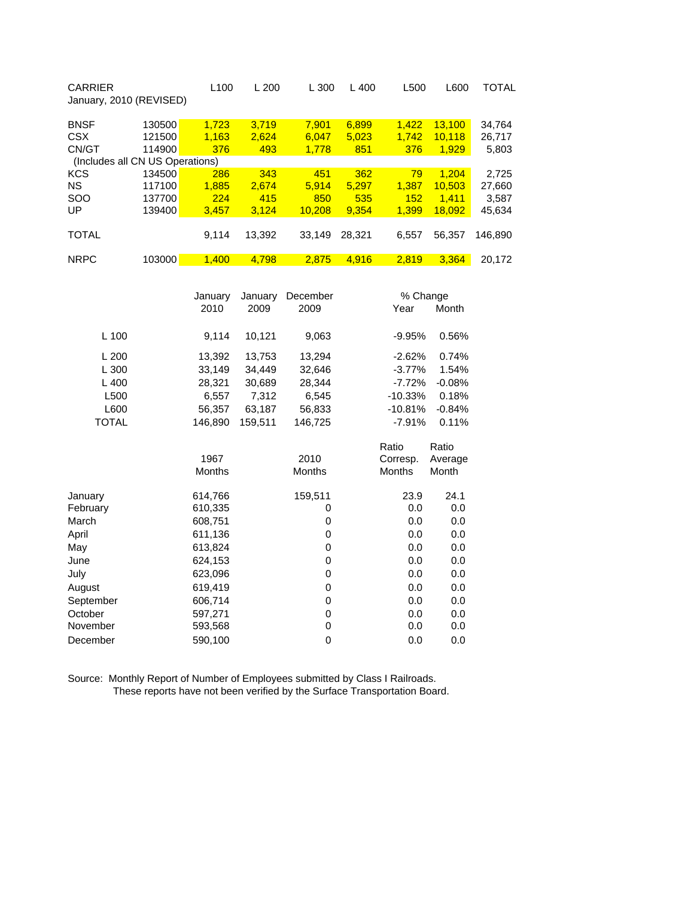| CARRIER | | L100 | L 200 | L 300 | L 400 | L500 | L600 | TOTAL |
|---|---|---|---|---|---|---|---|---|
| January, 2010 (REVISED) | | | | | | | | |
| BNSF | 130500 | 1,723 | 3,719 | 7,901 | 6,899 | 1,422 | 13,100 | 34,764 |
| CSX | 121500 | 1,163 | 2,624 | 6,047 | 5,023 | 1,742 | 10,118 | 26,717 |
| CN/GT | 114900 | 376 | 493 | 1,778 | 851 | 376 | 1,929 | 5,803 |
| (Includes all CN US Operations) | | | | | | | | |
| KCS | 134500 | 286 | 343 | 451 | 362 | 79 | 1,204 | 2,725 |
| NS | 117100 | 1,885 | 2,674 | 5,914 | 5,297 | 1,387 | 10,503 | 27,660 |
| SOO | 137700 | 224 | 415 | 850 | 535 | 152 | 1,411 | 3,587 |
| UP | 139400 | 3,457 | 3,124 | 10,208 | 9,354 | 1,399 | 18,092 | 45,634 |
| TOTAL | | 9,114 | 13,392 | 33,149 | 28,321 | 6,557 | 56,357 | 146,890 |
| NRPC | 103000 | 1,400 | 4,798 | 2,875 | 4,916 | 2,819 | 3,364 | 20,172 |

| | January 2010 | January 2009 | December 2009 | % Change Year | % Change Month |
|---|---|---|---|---|---|
| L 100 | 9,114 | 10,121 | 9,063 | -9.95% | 0.56% |
| L 200 | 13,392 | 13,753 | 13,294 | -2.62% | 0.74% |
| L 300 | 33,149 | 34,449 | 32,646 | -3.77% | 1.54% |
| L 400 | 28,321 | 30,689 | 28,344 | -7.72% | -0.08% |
| L500 | 6,557 | 7,312 | 6,545 | -10.33% | 0.18% |
| L600 | 56,357 | 63,187 | 56,833 | -10.81% | -0.84% |
| TOTAL | 146,890 | 159,511 | 146,725 | -7.91% | 0.11% |

| | 1967 Months | 2010 Months | Ratio Corresp. Months | Ratio Average Month |
|---|---|---|---|---|
| January | 614,766 | 159,511 | 23.9 | 24.1 |
| February | 610,335 | 0 | 0.0 | 0.0 |
| March | 608,751 | 0 | 0.0 | 0.0 |
| April | 611,136 | 0 | 0.0 | 0.0 |
| May | 613,824 | 0 | 0.0 | 0.0 |
| June | 624,153 | 0 | 0.0 | 0.0 |
| July | 623,096 | 0 | 0.0 | 0.0 |
| August | 619,419 | 0 | 0.0 | 0.0 |
| September | 606,714 | 0 | 0.0 | 0.0 |
| October | 597,271 | 0 | 0.0 | 0.0 |
| November | 593,568 | 0 | 0.0 | 0.0 |
| December | 590,100 | 0 | 0.0 | 0.0 |

Source: Monthly Report of Number of Employees submitted by Class I Railroads.
These reports have not been verified by the Surface Transportation Board.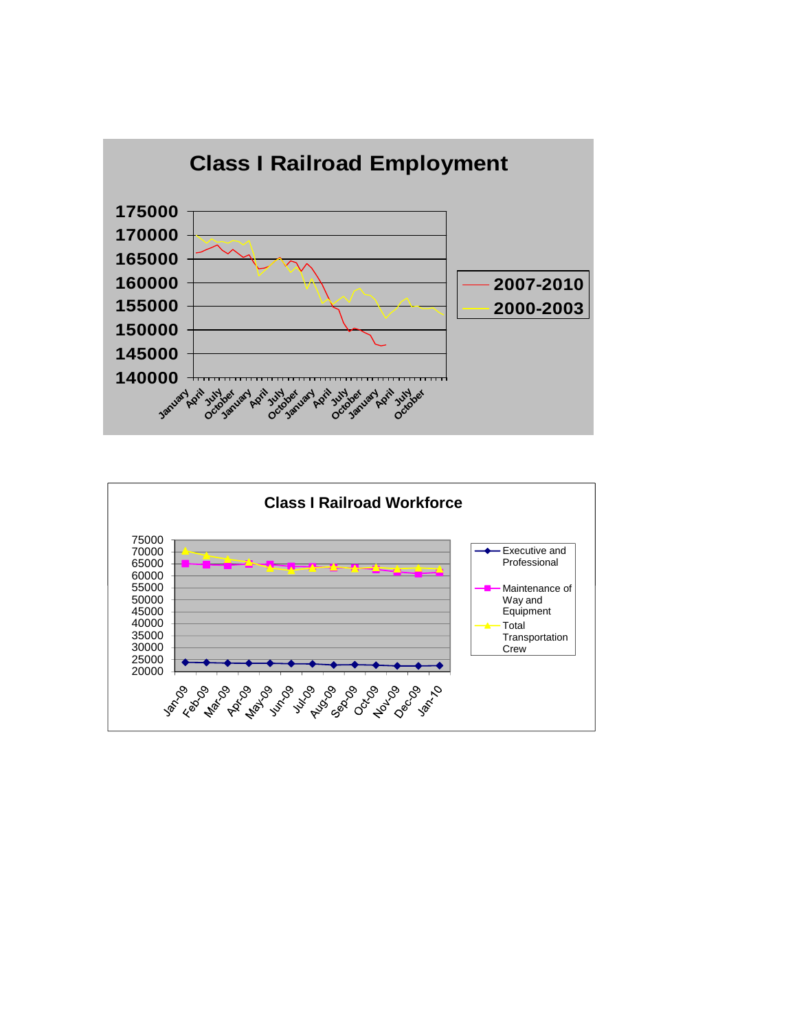Class I Railroad Employment

175000
170000
165000
160000
155000
150000
145000
140000

January April July October January April July October January April July October January April July October

2007-2010
2000-2003

Class I Railroad Workforce

75000
70000
65000
60000
55000
50000
45000
40000
35000
30000
25000
20000

Jan-09 Feb-09 Mar-09 Apr-09 May-09 Jun-09 Jul-09 Aug-09 Sep-09 Oct-09 Nov-09 Dec-09 Jan-10

Executive and Professional
Maintenance of Way and Equipment
Total Transportation Crew